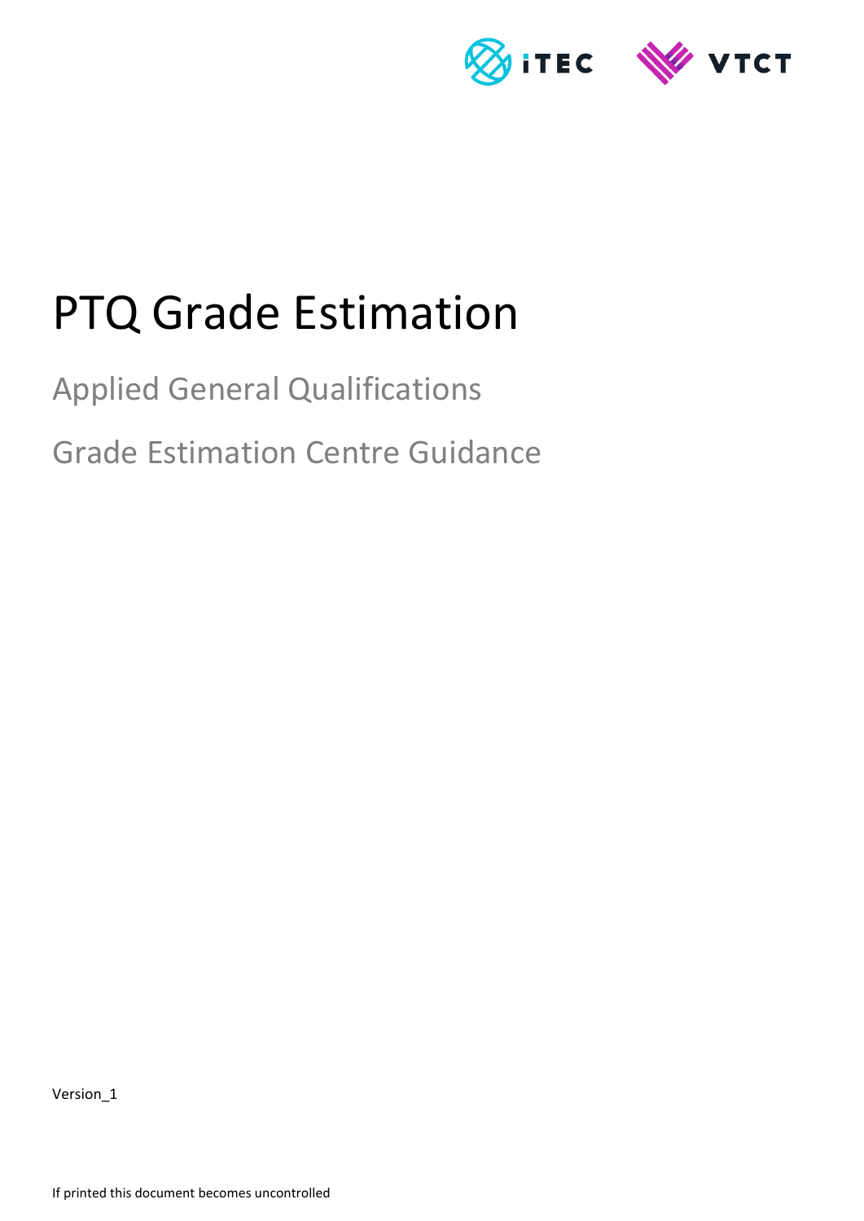iTEC VTCT

# PTQ Grade Estimation

## Applied General Qualifications

## Grade Estimation Centre Guidance

Version_1

If printed this document becomes uncontrolled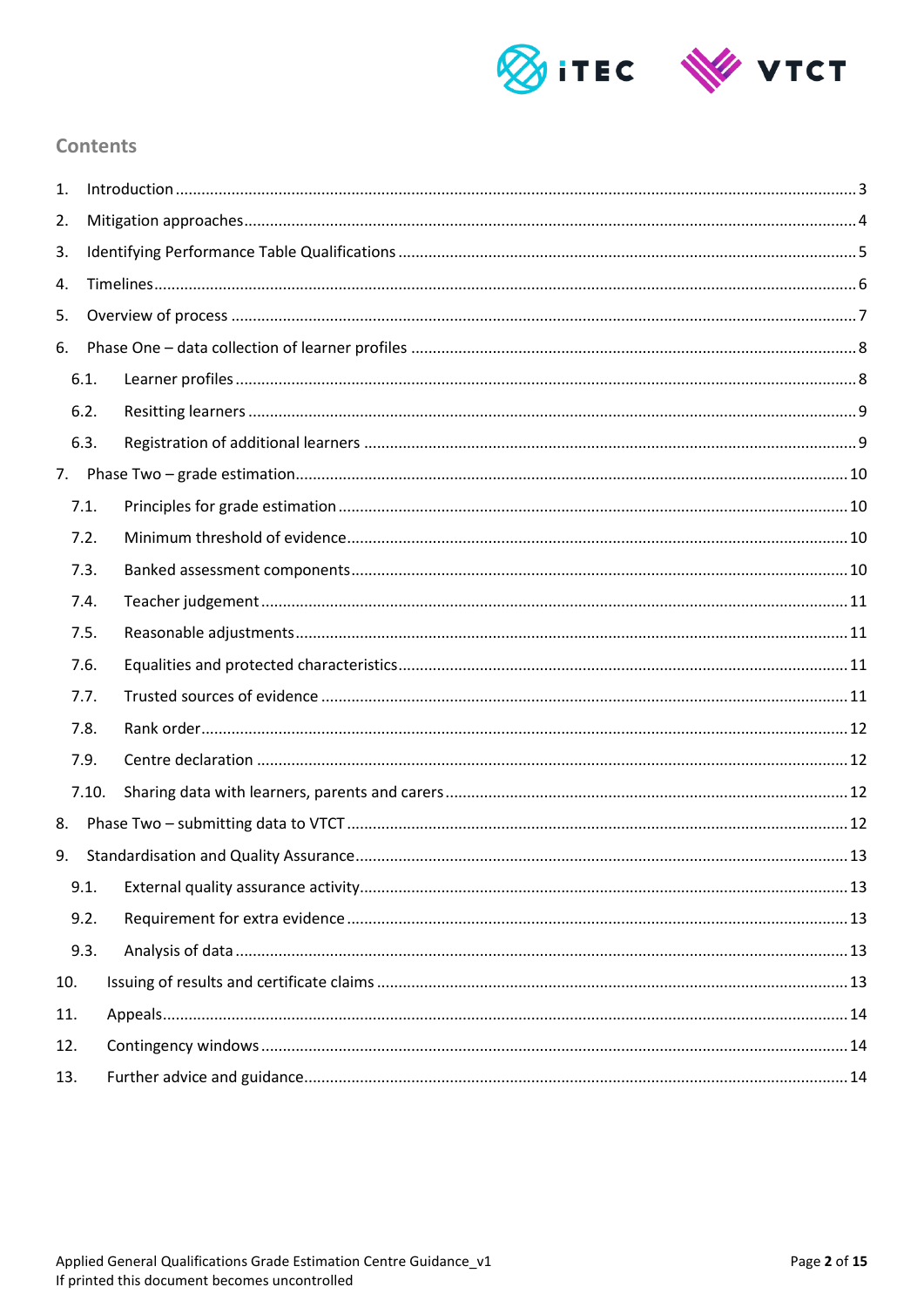## Contents

1. Introduction ........ 3
2. Mitigation approaches ........ 4
3. Identifying Performance Table Qualifications ........ 5
4. Timelines ........ 6
5. Overview of process ........ 7
6. Phase One – data collection of learner profiles ........ 8
   - 6.1. Learner profiles ........ 8
   - 6.2. Resitting learners ........ 9
   - 6.3. Registration of additional learners ........ 9
7. Phase Two – grade estimation ........ 10
   - 7.1. Principles for grade estimation ........ 10
   - 7.2. Minimum threshold of evidence ........ 10
   - 7.3. Banked assessment components ........ 10
   - 7.4. Teacher judgement ........ 11
   - 7.5. Reasonable adjustments ........ 11
   - 7.6. Equalities and protected characteristics ........ 11
   - 7.7. Trusted sources of evidence ........ 11
   - 7.8. Rank order ........ 12
   - 7.9. Centre declaration ........ 12
   - 7.10. Sharing data with learners, parents and carers ........ 12
8. Phase Two – submitting data to VTCT ........ 12
9. Standardisation and Quality Assurance ........ 13
   - 9.1. External quality assurance activity ........ 13
   - 9.2. Requirement for extra evidence ........ 13
   - 9.3. Analysis of data ........ 13
10. Issuing of results and certificate claims ........ 13
11. Appeals ........ 14
12. Contingency windows ........ 14
13. Further advice and guidance ........ 14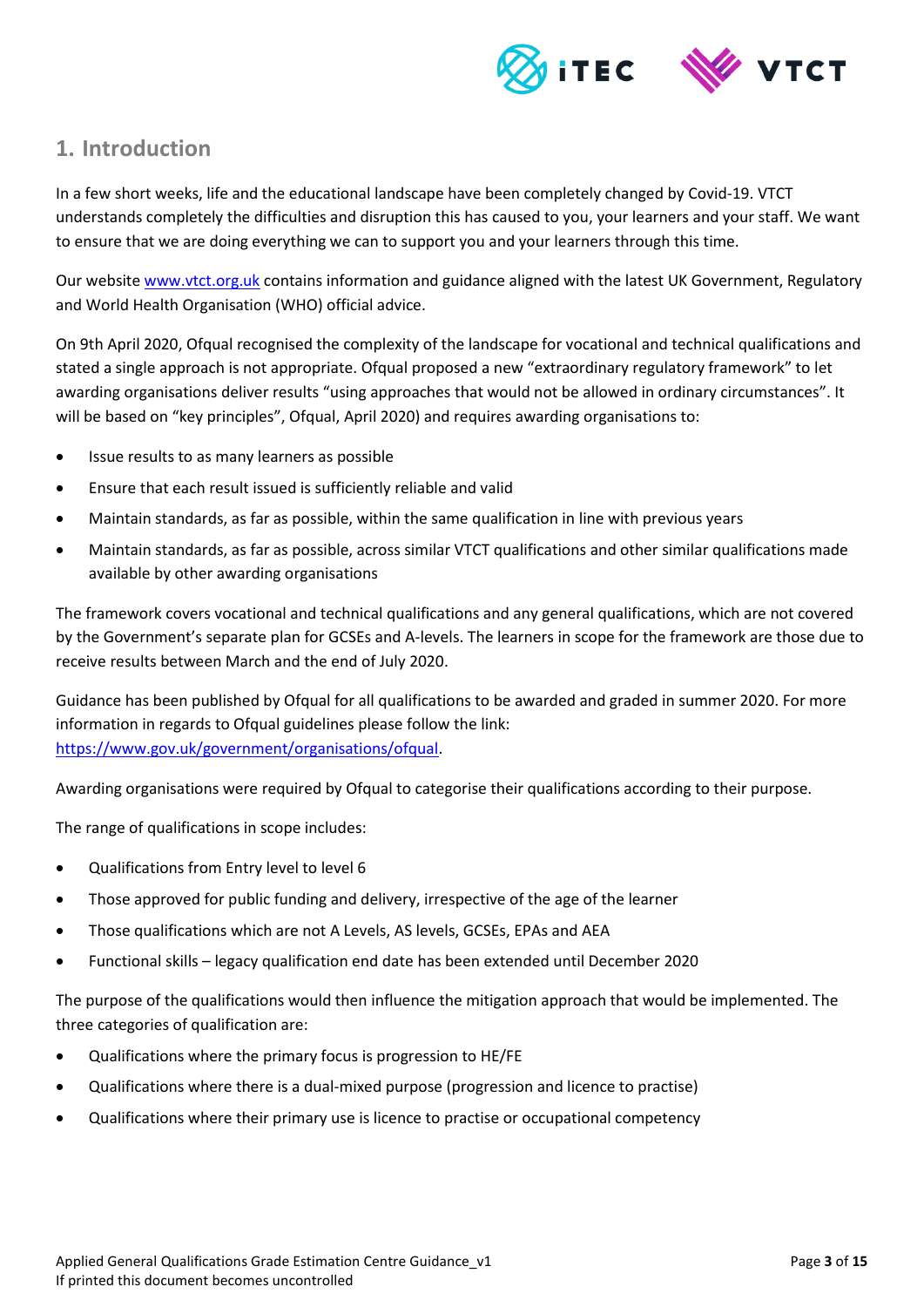## 1. Introduction

In a few short weeks, life and the educational landscape have been completely changed by Covid-19. VTCT understands completely the difficulties and disruption this has caused to you, your learners and your staff. We want to ensure that we are doing everything we can to support you and your learners through this time.

Our website [www.vtct.org.uk](www.vtct.org.uk) contains information and guidance aligned with the latest UK Government, Regulatory and World Health Organisation (WHO) official advice.

On 9th April 2020, Ofqual recognised the complexity of the landscape for vocational and technical qualifications and stated a single approach is not appropriate. Ofqual proposed a new "extraordinary regulatory framework" to let awarding organisations deliver results "using approaches that would not be allowed in ordinary circumstances". It will be based on "key principles", Ofqual, April 2020) and requires awarding organisations to:

- Issue results to as many learners as possible
- Ensure that each result issued is sufficiently reliable and valid
- Maintain standards, as far as possible, within the same qualification in line with previous years
- Maintain standards, as far as possible, across similar VTCT qualifications and other similar qualifications made available by other awarding organisations

The framework covers vocational and technical qualifications and any general qualifications, which are not covered by the Government's separate plan for GCSEs and A-levels. The learners in scope for the framework are those due to receive results between March and the end of July 2020.

Guidance has been published by Ofqual for all qualifications to be awarded and graded in summer 2020. For more information in regards to Ofqual guidelines please follow the link: [https://www.gov.uk/government/organisations/ofqual](https://www.gov.uk/government/organisations/ofqual).

Awarding organisations were required by Ofqual to categorise their qualifications according to their purpose.

The range of qualifications in scope includes:

- Qualifications from Entry level to level 6
- Those approved for public funding and delivery, irrespective of the age of the learner
- Those qualifications which are not A Levels, AS levels, GCSEs, EPAs and AEA
- Functional skills – legacy qualification end date has been extended until December 2020

The purpose of the qualifications would then influence the mitigation approach that would be implemented. The three categories of qualification are:

- Qualifications where the primary focus is progression to HE/FE
- Qualifications where there is a dual-mixed purpose (progression and licence to practise)
- Qualifications where their primary use is licence to practise or occupational competency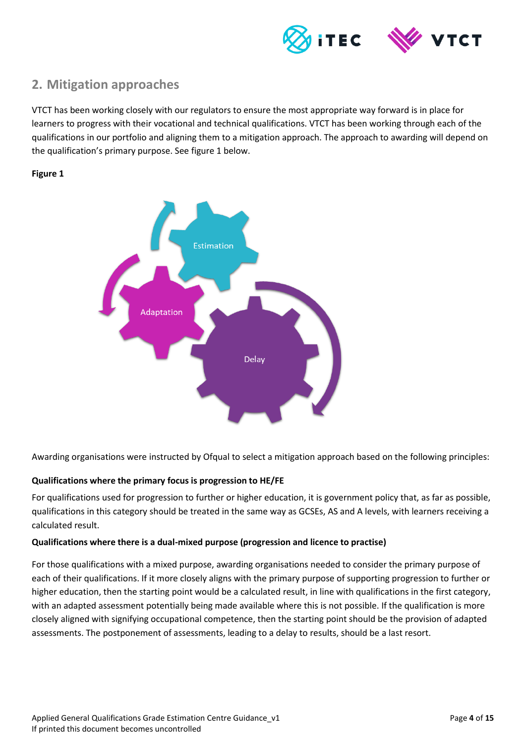## 2. Mitigation approaches

VTCT has been working closely with our regulators to ensure the most appropriate way forward is in place for learners to progress with their vocational and technical qualifications. VTCT has been working through each of the qualifications in our portfolio and aligning them to a mitigation approach. The approach to awarding will depend on the qualification's primary purpose. See figure 1 below.

**Figure 1**

Estimation

Adaptation

Delay

Awarding organisations were instructed by Ofqual to select a mitigation approach based on the following principles:

**Qualifications where the primary focus is progression to HE/FE**

For qualifications used for progression to further or higher education, it is government policy that, as far as possible, qualifications in this category should be treated in the same way as GCSEs, AS and A levels, with learners receiving a calculated result.

**Qualifications where there is a dual-mixed purpose (progression and licence to practise)**

For those qualifications with a mixed purpose, awarding organisations needed to consider the primary purpose of each of their qualifications. If it more closely aligns with the primary purpose of supporting progression to further or higher education, then the starting point would be a calculated result, in line with qualifications in the first category, with an adapted assessment potentially being made available where this is not possible. If the qualification is more closely aligned with signifying occupational competence, then the starting point should be the provision of adapted assessments. The postponement of assessments, leading to a delay to results, should be a last resort.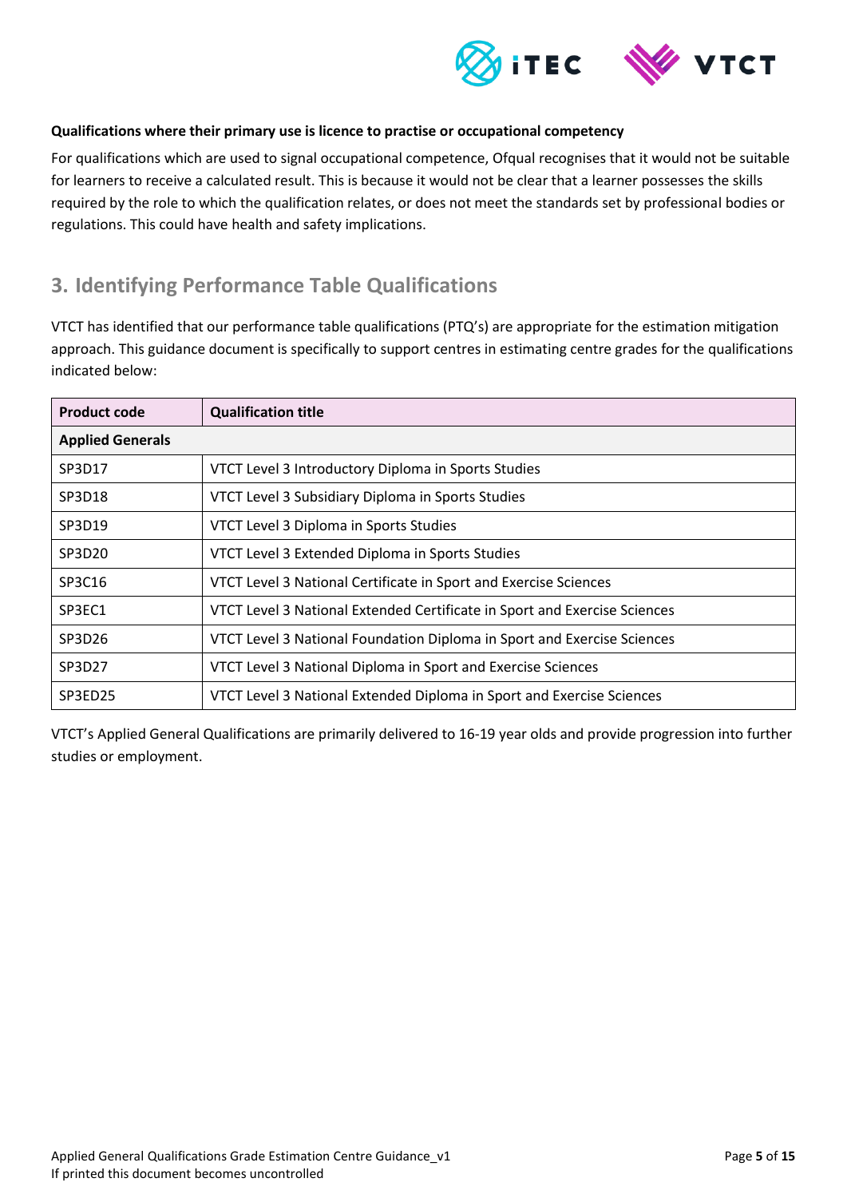**Qualifications where their primary use is licence to practise or occupational competency**

For qualifications which are used to signal occupational competence, Ofqual recognises that it would not be suitable for learners to receive a calculated result. This is because it would not be clear that a learner possesses the skills required by the role to which the qualification relates, or does not meet the standards set by professional bodies or regulations. This could have health and safety implications.

## 3. Identifying Performance Table Qualifications

VTCT has identified that our performance table qualifications (PTQ's) are appropriate for the estimation mitigation approach. This guidance document is specifically to support centres in estimating centre grades for the qualifications indicated below:

| Product code | Qualification title |
|---|---|
| **Applied Generals** | |
| SP3D17 | VTCT Level 3 Introductory Diploma in Sports Studies |
| SP3D18 | VTCT Level 3 Subsidiary Diploma in Sports Studies |
| SP3D19 | VTCT Level 3 Diploma in Sports Studies |
| SP3D20 | VTCT Level 3 Extended Diploma in Sports Studies |
| SP3C16 | VTCT Level 3 National Certificate in Sport and Exercise Sciences |
| SP3EC1 | VTCT Level 3 National Extended Certificate in Sport and Exercise Sciences |
| SP3D26 | VTCT Level 3 National Foundation Diploma in Sport and Exercise Sciences |
| SP3D27 | VTCT Level 3 National Diploma in Sport and Exercise Sciences |
| SP3ED25 | VTCT Level 3 National Extended Diploma in Sport and Exercise Sciences |

VTCT's Applied General Qualifications are primarily delivered to 16-19 year olds and provide progression into further studies or employment.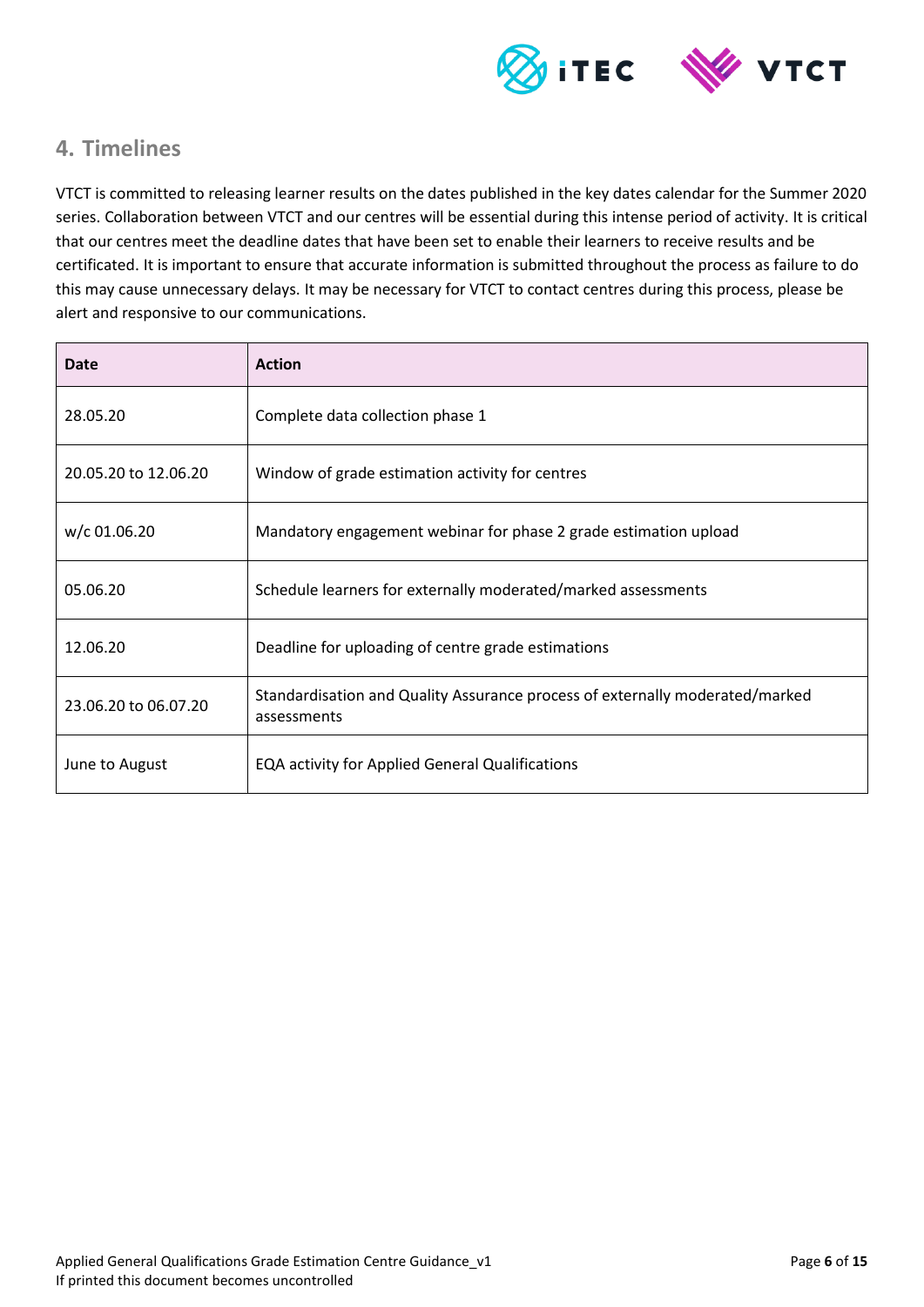## 4. Timelines

VTCT is committed to releasing learner results on the dates published in the key dates calendar for the Summer 2020 series. Collaboration between VTCT and our centres will be essential during this intense period of activity. It is critical that our centres meet the deadline dates that have been set to enable their learners to receive results and be certificated. It is important to ensure that accurate information is submitted throughout the process as failure to do this may cause unnecessary delays. It may be necessary for VTCT to contact centres during this process, please be alert and responsive to our communications.

| Date | Action |
|---|---|
| 28.05.20 | Complete data collection phase 1 |
| 20.05.20 to 12.06.20 | Window of grade estimation activity for centres |
| w/c 01.06.20 | Mandatory engagement webinar for phase 2 grade estimation upload |
| 05.06.20 | Schedule learners for externally moderated/marked assessments |
| 12.06.20 | Deadline for uploading of centre grade estimations |
| 23.06.20 to 06.07.20 | Standardisation and Quality Assurance process of externally moderated/marked assessments |
| June to August | EQA activity for Applied General Qualifications |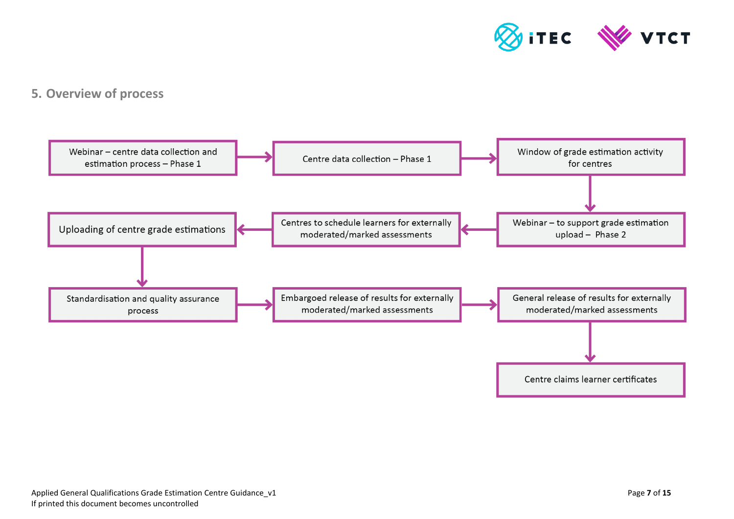## 5. Overview of process

Webinar – centre data collection and estimation process – Phase 1

Centre data collection – Phase 1

Window of grade estimation activity for centres

Webinar – to support grade estimation upload – Phase 2

Centres to schedule learners for externally moderated/marked assessments

Uploading of centre grade estimations

Standardisation and quality assurance process

Embargoed release of results for externally moderated/marked assessments

General release of results for externally moderated/marked assessments

Centre claims learner certificates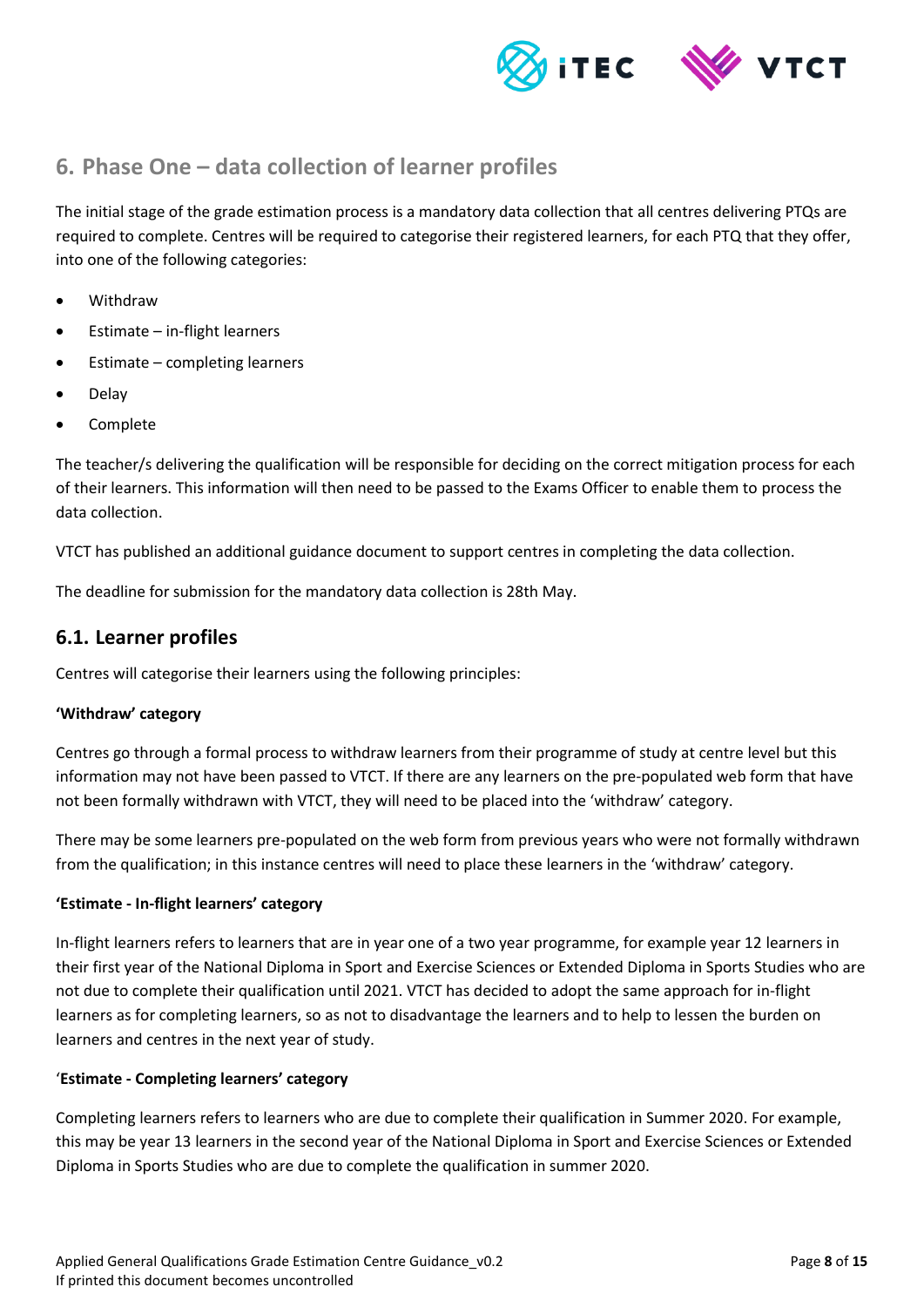## 6. Phase One – data collection of learner profiles

The initial stage of the grade estimation process is a mandatory data collection that all centres delivering PTQs are required to complete. Centres will be required to categorise their registered learners, for each PTQ that they offer, into one of the following categories:

- Withdraw
- Estimate – in-flight learners
- Estimate – completing learners
- Delay
- Complete

The teacher/s delivering the qualification will be responsible for deciding on the correct mitigation process for each of their learners. This information will then need to be passed to the Exams Officer to enable them to process the data collection.

VTCT has published an additional guidance document to support centres in completing the data collection.

The deadline for submission for the mandatory data collection is 28th May.

### 6.1. Learner profiles

Centres will categorise their learners using the following principles:

**'Withdraw' category**

Centres go through a formal process to withdraw learners from their programme of study at centre level but this information may not have been passed to VTCT. If there are any learners on the pre-populated web form that have not been formally withdrawn with VTCT, they will need to be placed into the 'withdraw' category.

There may be some learners pre-populated on the web form from previous years who were not formally withdrawn from the qualification; in this instance centres will need to place these learners in the 'withdraw' category.

**'Estimate - In-flight learners' category**

In-flight learners refers to learners that are in year one of a two year programme, for example year 12 learners in their first year of the National Diploma in Sport and Exercise Sciences or Extended Diploma in Sports Studies who are not due to complete their qualification until 2021. VTCT has decided to adopt the same approach for in-flight learners as for completing learners, so as not to disadvantage the learners and to help to lessen the burden on learners and centres in the next year of study.

'**Estimate - Completing learners' category**

Completing learners refers to learners who are due to complete their qualification in Summer 2020. For example, this may be year 13 learners in the second year of the National Diploma in Sport and Exercise Sciences or Extended Diploma in Sports Studies who are due to complete the qualification in summer 2020.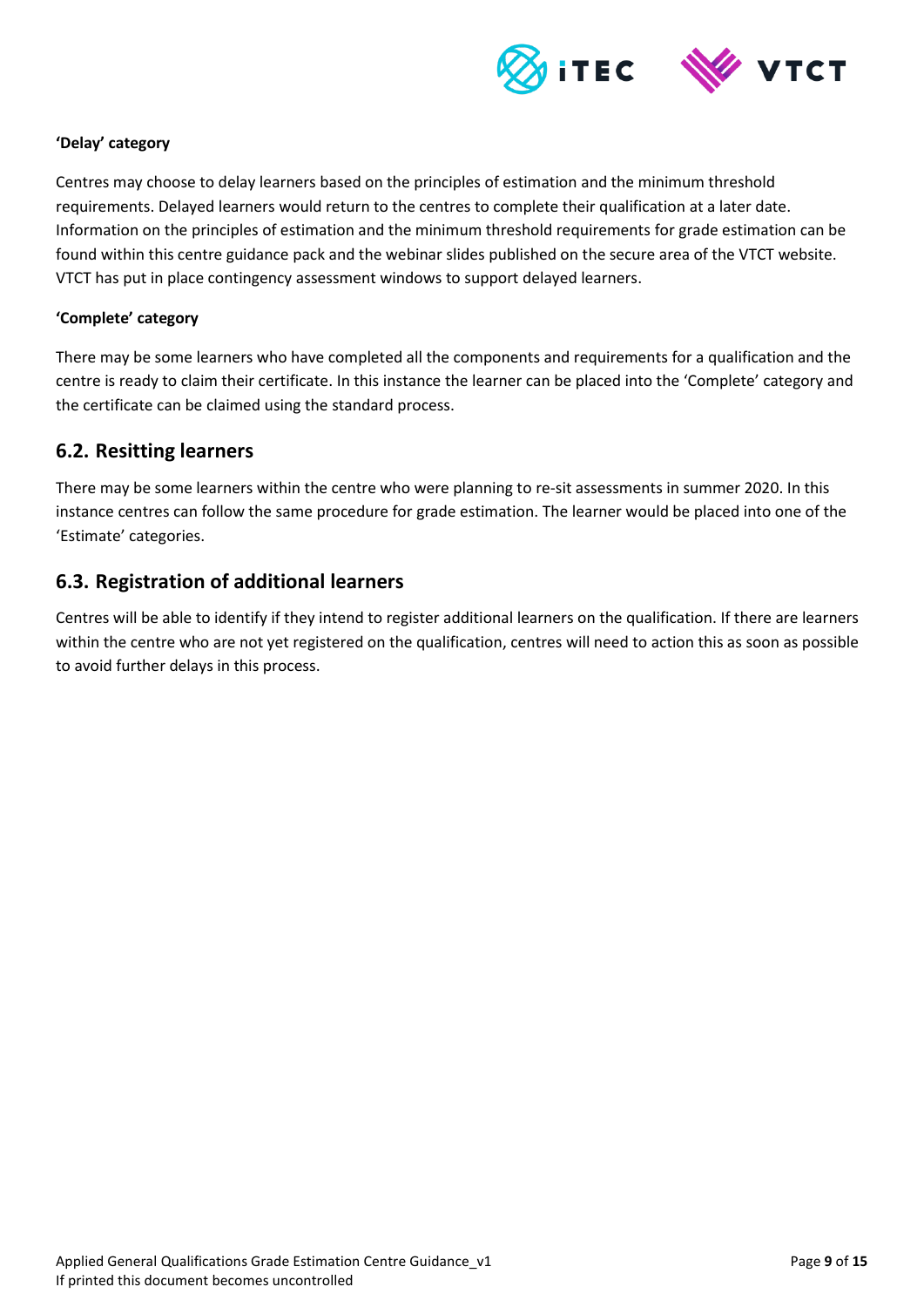**'Delay' category**

Centres may choose to delay learners based on the principles of estimation and the minimum threshold requirements. Delayed learners would return to the centres to complete their qualification at a later date. Information on the principles of estimation and the minimum threshold requirements for grade estimation can be found within this centre guidance pack and the webinar slides published on the secure area of the VTCT website. VTCT has put in place contingency assessment windows to support delayed learners.

**'Complete' category**

There may be some learners who have completed all the components and requirements for a qualification and the centre is ready to claim their certificate. In this instance the learner can be placed into the 'Complete' category and the certificate can be claimed using the standard process.

## 6.2. Resitting learners

There may be some learners within the centre who were planning to re-sit assessments in summer 2020. In this instance centres can follow the same procedure for grade estimation. The learner would be placed into one of the 'Estimate' categories.

## 6.3. Registration of additional learners

Centres will be able to identify if they intend to register additional learners on the qualification. If there are learners within the centre who are not yet registered on the qualification, centres will need to action this as soon as possible to avoid further delays in this process.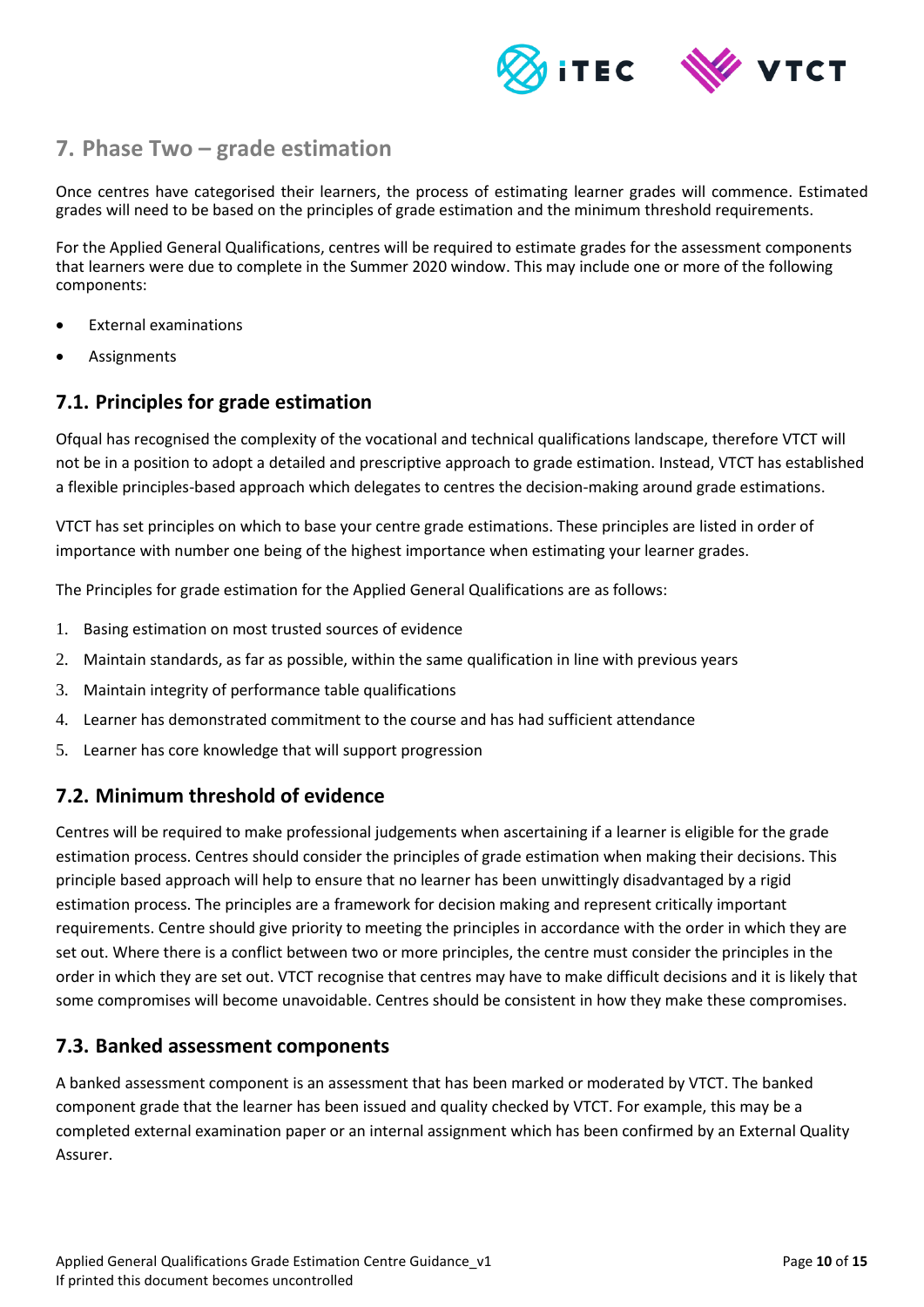## 7. Phase Two – grade estimation

Once centres have categorised their learners, the process of estimating learner grades will commence. Estimated grades will need to be based on the principles of grade estimation and the minimum threshold requirements.

For the Applied General Qualifications, centres will be required to estimate grades for the assessment components that learners were due to complete in the Summer 2020 window. This may include one or more of the following components:

- External examinations
- Assignments

### 7.1. Principles for grade estimation

Ofqual has recognised the complexity of the vocational and technical qualifications landscape, therefore VTCT will not be in a position to adopt a detailed and prescriptive approach to grade estimation. Instead, VTCT has established a flexible principles-based approach which delegates to centres the decision-making around grade estimations.

VTCT has set principles on which to base your centre grade estimations. These principles are listed in order of importance with number one being of the highest importance when estimating your learner grades.

The Principles for grade estimation for the Applied General Qualifications are as follows:

1. Basing estimation on most trusted sources of evidence
2. Maintain standards, as far as possible, within the same qualification in line with previous years
3. Maintain integrity of performance table qualifications
4. Learner has demonstrated commitment to the course and has had sufficient attendance
5. Learner has core knowledge that will support progression

### 7.2. Minimum threshold of evidence

Centres will be required to make professional judgements when ascertaining if a learner is eligible for the grade estimation process. Centres should consider the principles of grade estimation when making their decisions. This principle based approach will help to ensure that no learner has been unwittingly disadvantaged by a rigid estimation process. The principles are a framework for decision making and represent critically important requirements. Centre should give priority to meeting the principles in accordance with the order in which they are set out. Where there is a conflict between two or more principles, the centre must consider the principles in the order in which they are set out. VTCT recognise that centres may have to make difficult decisions and it is likely that some compromises will become unavoidable. Centres should be consistent in how they make these compromises.

### 7.3. Banked assessment components

A banked assessment component is an assessment that has been marked or moderated by VTCT. The banked component grade that the learner has been issued and quality checked by VTCT. For example, this may be a completed external examination paper or an internal assignment which has been confirmed by an External Quality Assurer.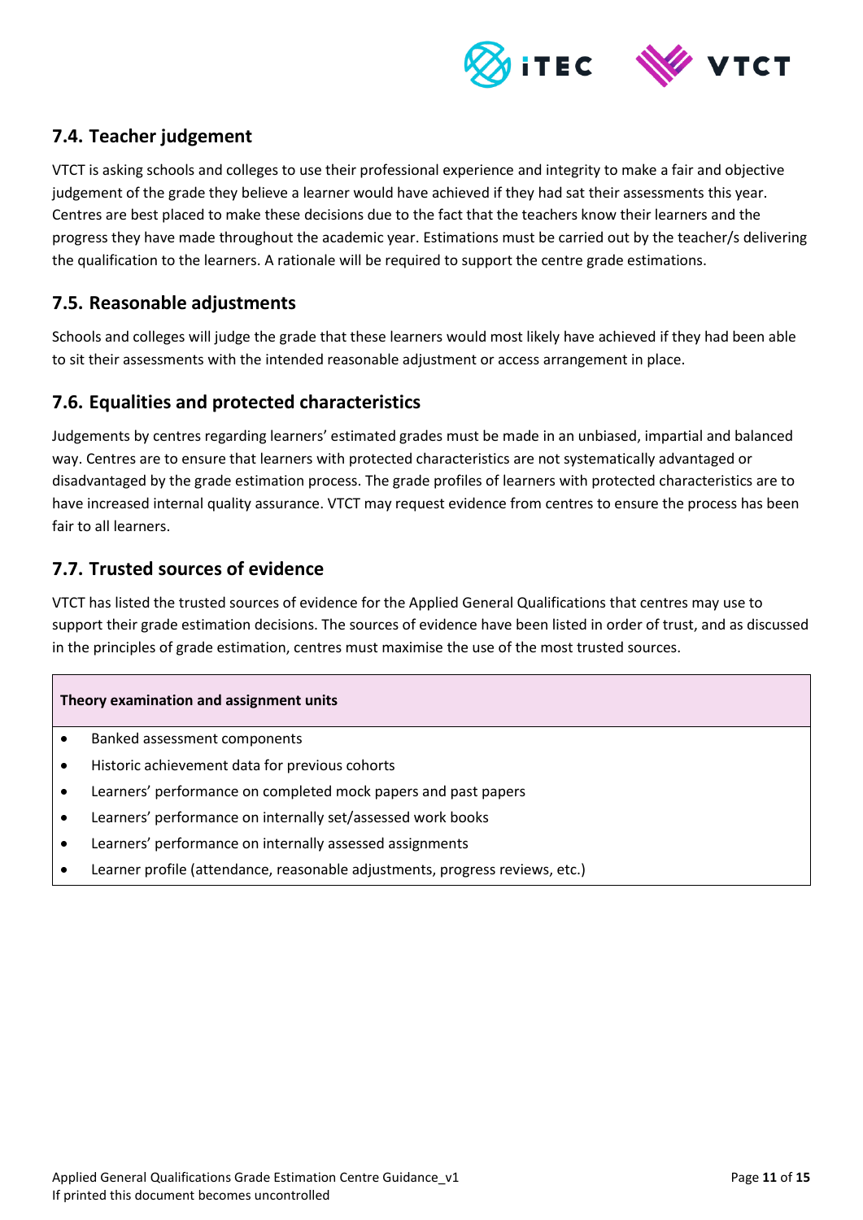## 7.4. Teacher judgement

VTCT is asking schools and colleges to use their professional experience and integrity to make a fair and objective judgement of the grade they believe a learner would have achieved if they had sat their assessments this year. Centres are best placed to make these decisions due to the fact that the teachers know their learners and the progress they have made throughout the academic year. Estimations must be carried out by the teacher/s delivering the qualification to the learners. A rationale will be required to support the centre grade estimations.

## 7.5. Reasonable adjustments

Schools and colleges will judge the grade that these learners would most likely have achieved if they had been able to sit their assessments with the intended reasonable adjustment or access arrangement in place.

## 7.6. Equalities and protected characteristics

Judgements by centres regarding learners' estimated grades must be made in an unbiased, impartial and balanced way. Centres are to ensure that learners with protected characteristics are not systematically advantaged or disadvantaged by the grade estimation process. The grade profiles of learners with protected characteristics are to have increased internal quality assurance. VTCT may request evidence from centres to ensure the process has been fair to all learners.

## 7.7. Trusted sources of evidence

VTCT has listed the trusted sources of evidence for the Applied General Qualifications that centres may use to support their grade estimation decisions. The sources of evidence have been listed in order of trust, and as discussed in the principles of grade estimation, centres must maximise the use of the most trusted sources.

| **Theory examination and assignment units** |
|---|
| • Banked assessment components<br>• Historic achievement data for previous cohorts<br>• Learners' performance on completed mock papers and past papers<br>• Learners' performance on internally set/assessed work books<br>• Learners' performance on internally assessed assignments<br>• Learner profile (attendance, reasonable adjustments, progress reviews, etc.) |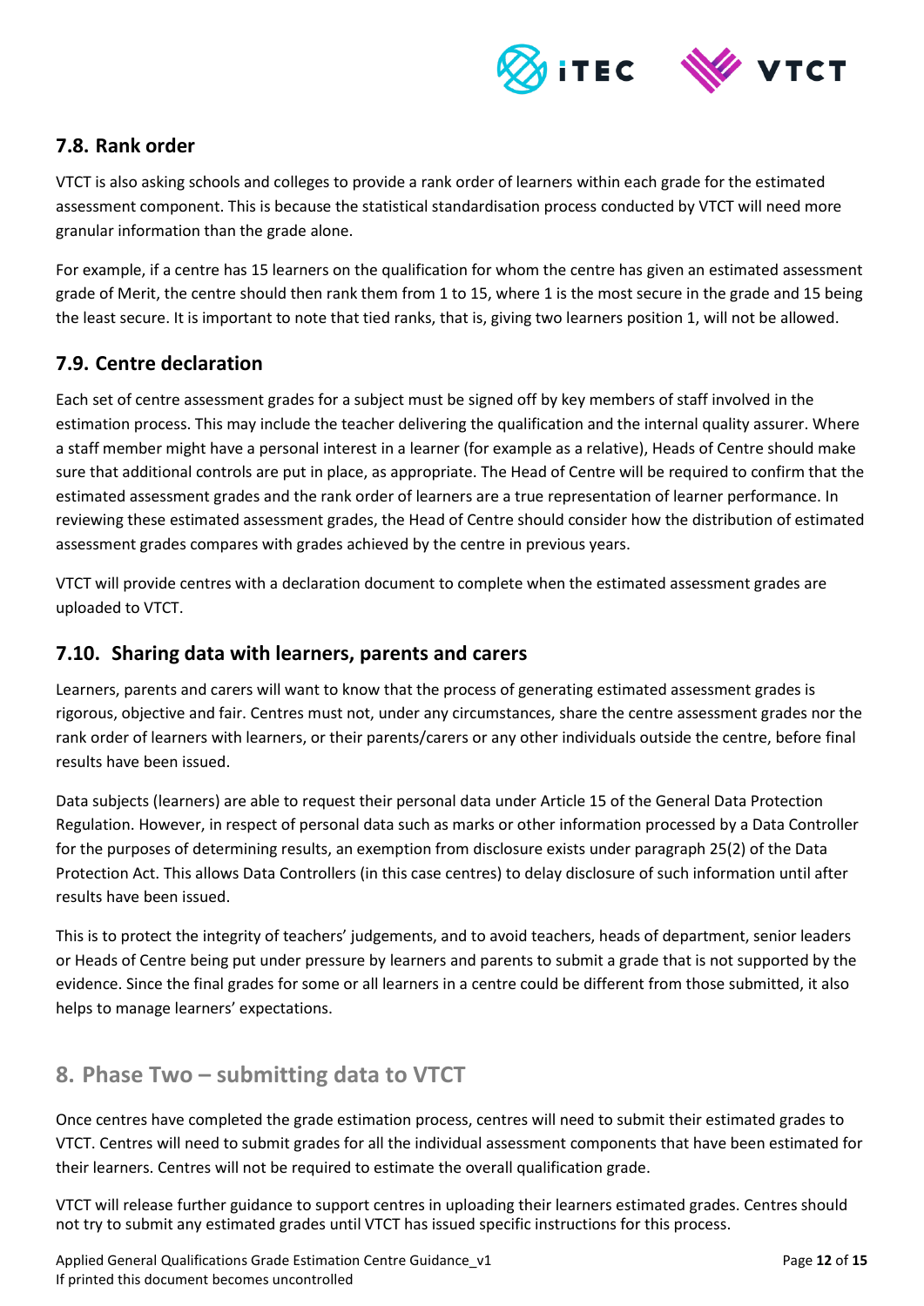### 7.8. Rank order

VTCT is also asking schools and colleges to provide a rank order of learners within each grade for the estimated assessment component. This is because the statistical standardisation process conducted by VTCT will need more granular information than the grade alone.

For example, if a centre has 15 learners on the qualification for whom the centre has given an estimated assessment grade of Merit, the centre should then rank them from 1 to 15, where 1 is the most secure in the grade and 15 being the least secure. It is important to note that tied ranks, that is, giving two learners position 1, will not be allowed.

### 7.9. Centre declaration

Each set of centre assessment grades for a subject must be signed off by key members of staff involved in the estimation process. This may include the teacher delivering the qualification and the internal quality assurer. Where a staff member might have a personal interest in a learner (for example as a relative), Heads of Centre should make sure that additional controls are put in place, as appropriate. The Head of Centre will be required to confirm that the estimated assessment grades and the rank order of learners are a true representation of learner performance. In reviewing these estimated assessment grades, the Head of Centre should consider how the distribution of estimated assessment grades compares with grades achieved by the centre in previous years.

VTCT will provide centres with a declaration document to complete when the estimated assessment grades are uploaded to VTCT.

### 7.10. Sharing data with learners, parents and carers

Learners, parents and carers will want to know that the process of generating estimated assessment grades is rigorous, objective and fair. Centres must not, under any circumstances, share the centre assessment grades nor the rank order of learners with learners, or their parents/carers or any other individuals outside the centre, before final results have been issued.

Data subjects (learners) are able to request their personal data under Article 15 of the General Data Protection Regulation. However, in respect of personal data such as marks or other information processed by a Data Controller for the purposes of determining results, an exemption from disclosure exists under paragraph 25(2) of the Data Protection Act. This allows Data Controllers (in this case centres) to delay disclosure of such information until after results have been issued.

This is to protect the integrity of teachers' judgements, and to avoid teachers, heads of department, senior leaders or Heads of Centre being put under pressure by learners and parents to submit a grade that is not supported by the evidence. Since the final grades for some or all learners in a centre could be different from those submitted, it also helps to manage learners' expectations.

## 8. Phase Two – submitting data to VTCT

Once centres have completed the grade estimation process, centres will need to submit their estimated grades to VTCT. Centres will need to submit grades for all the individual assessment components that have been estimated for their learners. Centres will not be required to estimate the overall qualification grade.

VTCT will release further guidance to support centres in uploading their learners estimated grades. Centres should not try to submit any estimated grades until VTCT has issued specific instructions for this process.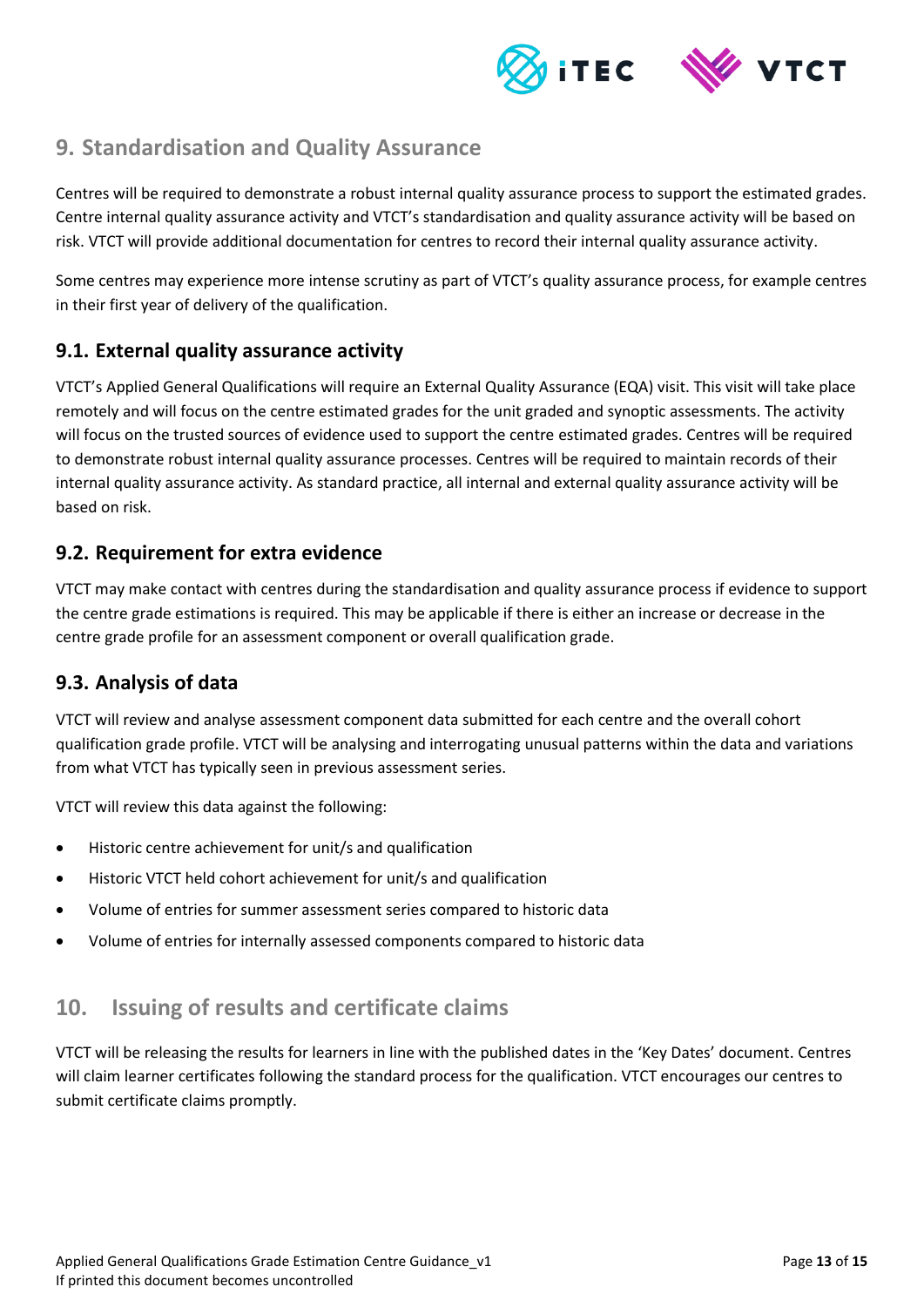## 9. Standardisation and Quality Assurance

Centres will be required to demonstrate a robust internal quality assurance process to support the estimated grades. Centre internal quality assurance activity and VTCT's standardisation and quality assurance activity will be based on risk. VTCT will provide additional documentation for centres to record their internal quality assurance activity.

Some centres may experience more intense scrutiny as part of VTCT's quality assurance process, for example centres in their first year of delivery of the qualification.

### 9.1. External quality assurance activity

VTCT's Applied General Qualifications will require an External Quality Assurance (EQA) visit. This visit will take place remotely and will focus on the centre estimated grades for the unit graded and synoptic assessments. The activity will focus on the trusted sources of evidence used to support the centre estimated grades. Centres will be required to demonstrate robust internal quality assurance processes. Centres will be required to maintain records of their internal quality assurance activity. As standard practice, all internal and external quality assurance activity will be based on risk.

### 9.2. Requirement for extra evidence

VTCT may make contact with centres during the standardisation and quality assurance process if evidence to support the centre grade estimations is required. This may be applicable if there is either an increase or decrease in the centre grade profile for an assessment component or overall qualification grade.

### 9.3. Analysis of data

VTCT will review and analyse assessment component data submitted for each centre and the overall cohort qualification grade profile. VTCT will be analysing and interrogating unusual patterns within the data and variations from what VTCT has typically seen in previous assessment series.

VTCT will review this data against the following:

- Historic centre achievement for unit/s and qualification
- Historic VTCT held cohort achievement for unit/s and qualification
- Volume of entries for summer assessment series compared to historic data
- Volume of entries for internally assessed components compared to historic data

## 10. Issuing of results and certificate claims

VTCT will be releasing the results for learners in line with the published dates in the 'Key Dates' document. Centres will claim learner certificates following the standard process for the qualification. VTCT encourages our centres to submit certificate claims promptly.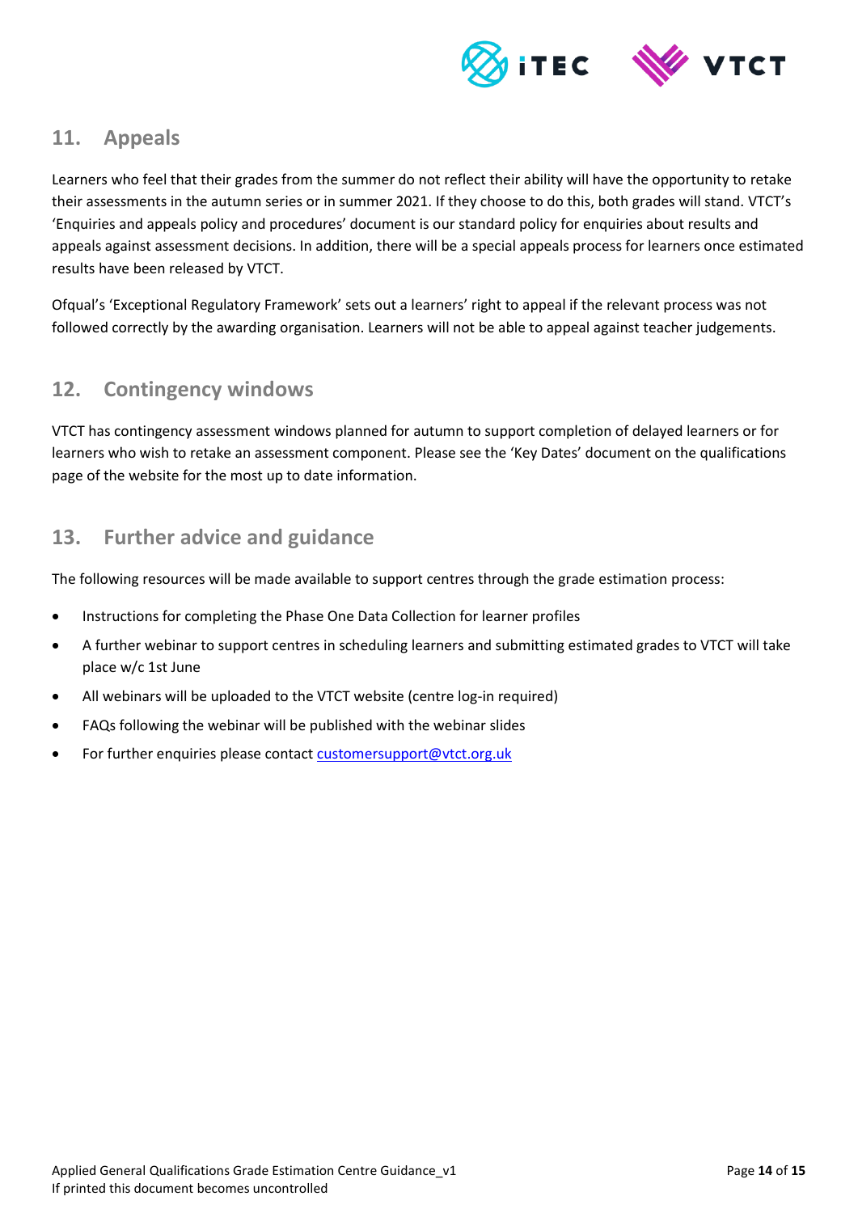## 11. Appeals

Learners who feel that their grades from the summer do not reflect their ability will have the opportunity to retake their assessments in the autumn series or in summer 2021. If they choose to do this, both grades will stand. VTCT's 'Enquiries and appeals policy and procedures' document is our standard policy for enquiries about results and appeals against assessment decisions. In addition, there will be a special appeals process for learners once estimated results have been released by VTCT.

Ofqual's 'Exceptional Regulatory Framework' sets out a learners' right to appeal if the relevant process was not followed correctly by the awarding organisation. Learners will not be able to appeal against teacher judgements.

## 12. Contingency windows

VTCT has contingency assessment windows planned for autumn to support completion of delayed learners or for learners who wish to retake an assessment component. Please see the 'Key Dates' document on the qualifications page of the website for the most up to date information.

## 13. Further advice and guidance

The following resources will be made available to support centres through the grade estimation process:

- Instructions for completing the Phase One Data Collection for learner profiles
- A further webinar to support centres in scheduling learners and submitting estimated grades to VTCT will take place w/c 1st June
- All webinars will be uploaded to the VTCT website (centre log-in required)
- FAQs following the webinar will be published with the webinar slides
- For further enquiries please contact customersupport@vtct.org.uk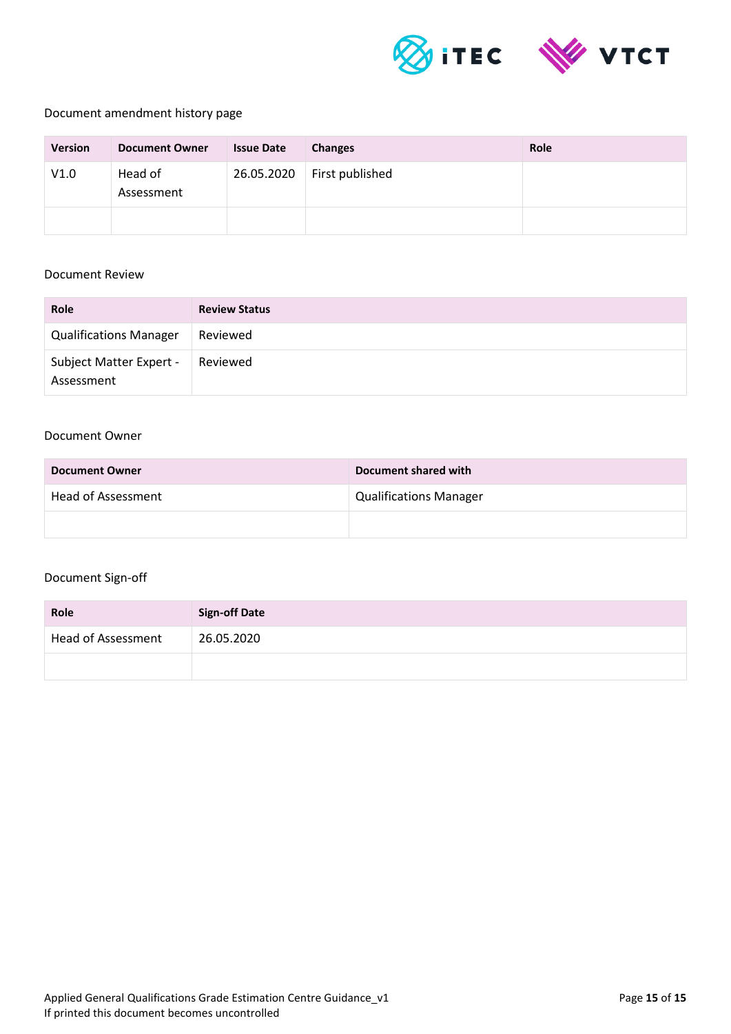Document amendment history page

| Version | Document Owner | Issue Date | Changes | Role |
|---|---|---|---|---|
| V1.0 | Head of Assessment | 26.05.2020 | First published | |
| | | | | |

Document Review

| Role | Review Status |
|---|---|
| Qualifications Manager | Reviewed |
| Subject Matter Expert - Assessment | Reviewed |

Document Owner

| Document Owner | Document shared with |
|---|---|
| Head of Assessment | Qualifications Manager |
| | |

Document Sign-off

| Role | Sign-off Date |
|---|---|
| Head of Assessment | 26.05.2020 |
| | |